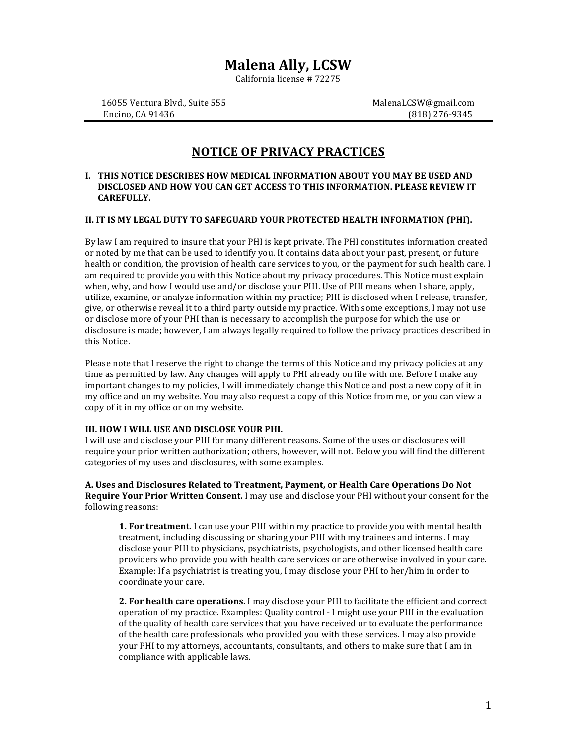# Malena Ally, LCSW

California license # 72275

16055 Ventura Blvd., Suite 555
Encino, CA 91436

MalenaLCSW@gmail.com
(818) 276-9345

---

## NOTICE OF PRIVACY PRACTICES

**I. THIS NOTICE DESCRIBES HOW MEDICAL INFORMATION ABOUT YOU MAY BE USED AND DISCLOSED AND HOW YOU CAN GET ACCESS TO THIS INFORMATION. PLEASE REVIEW IT CAREFULLY.**

**II. IT IS MY LEGAL DUTY TO SAFEGUARD YOUR PROTECTED HEALTH INFORMATION (PHI).**

By law I am required to insure that your PHI is kept private. The PHI constitutes information created or noted by me that can be used to identify you. It contains data about your past, present, or future health or condition, the provision of health care services to you, or the payment for such health care. I am required to provide you with this Notice about my privacy procedures. This Notice must explain when, why, and how I would use and/or disclose your PHI. Use of PHI means when I share, apply, utilize, examine, or analyze information within my practice; PHI is disclosed when I release, transfer, give, or otherwise reveal it to a third party outside my practice. With some exceptions, I may not use or disclose more of your PHI than is necessary to accomplish the purpose for which the use or disclosure is made; however, I am always legally required to follow the privacy practices described in this Notice.

Please note that I reserve the right to change the terms of this Notice and my privacy policies at any time as permitted by law. Any changes will apply to PHI already on file with me. Before I make any important changes to my policies, I will immediately change this Notice and post a new copy of it in my office and on my website. You may also request a copy of this Notice from me, or you can view a copy of it in my office or on my website.

**III. HOW I WILL USE AND DISCLOSE YOUR PHI.**

I will use and disclose your PHI for many different reasons. Some of the uses or disclosures will require your prior written authorization; others, however, will not. Below you will find the different categories of my uses and disclosures, with some examples.

**A. Uses and Disclosures Related to Treatment, Payment, or Health Care Operations Do Not Require Your Prior Written Consent.** I may use and disclose your PHI without your consent for the following reasons:

**1. For treatment.** I can use your PHI within my practice to provide you with mental health treatment, including discussing or sharing your PHI with my trainees and interns. I may disclose your PHI to physicians, psychiatrists, psychologists, and other licensed health care providers who provide you with health care services or are otherwise involved in your care. Example: If a psychiatrist is treating you, I may disclose your PHI to her/him in order to coordinate your care.

**2. For health care operations.** I may disclose your PHI to facilitate the efficient and correct operation of my practice. Examples: Quality control - I might use your PHI in the evaluation of the quality of health care services that you have received or to evaluate the performance of the health care professionals who provided you with these services. I may also provide your PHI to my attorneys, accountants, consultants, and others to make sure that I am in compliance with applicable laws.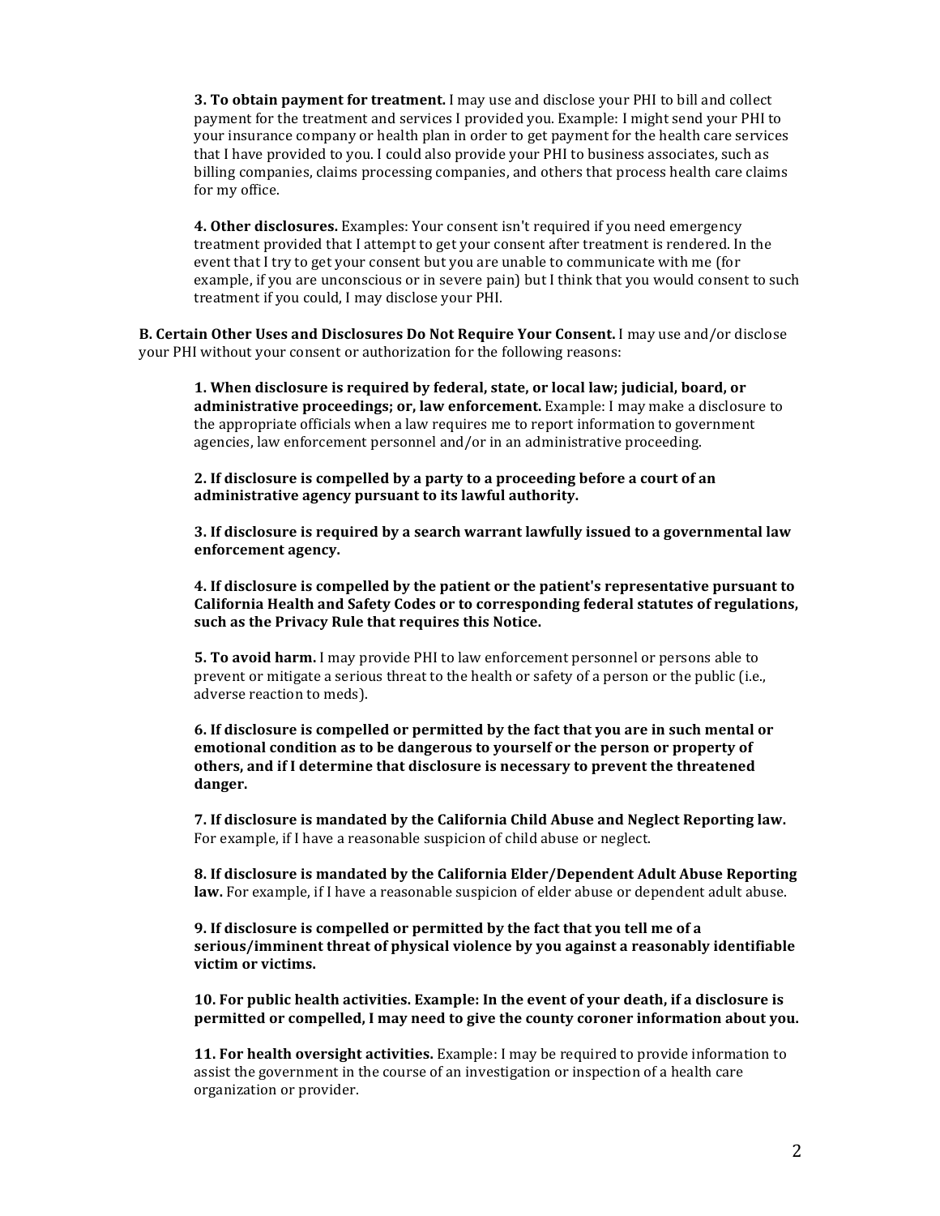**3. To obtain payment for treatment.** I may use and disclose your PHI to bill and collect payment for the treatment and services I provided you. Example: I might send your PHI to your insurance company or health plan in order to get payment for the health care services that I have provided to you. I could also provide your PHI to business associates, such as billing companies, claims processing companies, and others that process health care claims for my office.

**4. Other disclosures.** Examples: Your consent isn't required if you need emergency treatment provided that I attempt to get your consent after treatment is rendered. In the event that I try to get your consent but you are unable to communicate with me (for example, if you are unconscious or in severe pain) but I think that you would consent to such treatment if you could, I may disclose your PHI.

**B. Certain Other Uses and Disclosures Do Not Require Your Consent.** I may use and/or disclose your PHI without your consent or authorization for the following reasons:

**1. When disclosure is required by federal, state, or local law; judicial, board, or administrative proceedings; or, law enforcement.** Example: I may make a disclosure to the appropriate officials when a law requires me to report information to government agencies, law enforcement personnel and/or in an administrative proceeding.

**2. If disclosure is compelled by a party to a proceeding before a court of an administrative agency pursuant to its lawful authority.**

**3. If disclosure is required by a search warrant lawfully issued to a governmental law enforcement agency.**

**4. If disclosure is compelled by the patient or the patient's representative pursuant to California Health and Safety Codes or to corresponding federal statutes of regulations, such as the Privacy Rule that requires this Notice.**

**5. To avoid harm.** I may provide PHI to law enforcement personnel or persons able to prevent or mitigate a serious threat to the health or safety of a person or the public (i.e., adverse reaction to meds).

**6. If disclosure is compelled or permitted by the fact that you are in such mental or emotional condition as to be dangerous to yourself or the person or property of others, and if I determine that disclosure is necessary to prevent the threatened danger.**

**7. If disclosure is mandated by the California Child Abuse and Neglect Reporting law.** For example, if I have a reasonable suspicion of child abuse or neglect.

**8. If disclosure is mandated by the California Elder/Dependent Adult Abuse Reporting law.** For example, if I have a reasonable suspicion of elder abuse or dependent adult abuse.

**9. If disclosure is compelled or permitted by the fact that you tell me of a serious/imminent threat of physical violence by you against a reasonably identifiable victim or victims.**

**10. For public health activities. Example: In the event of your death, if a disclosure is permitted or compelled, I may need to give the county coroner information about you.**

**11. For health oversight activities.** Example: I may be required to provide information to assist the government in the course of an investigation or inspection of a health care organization or provider.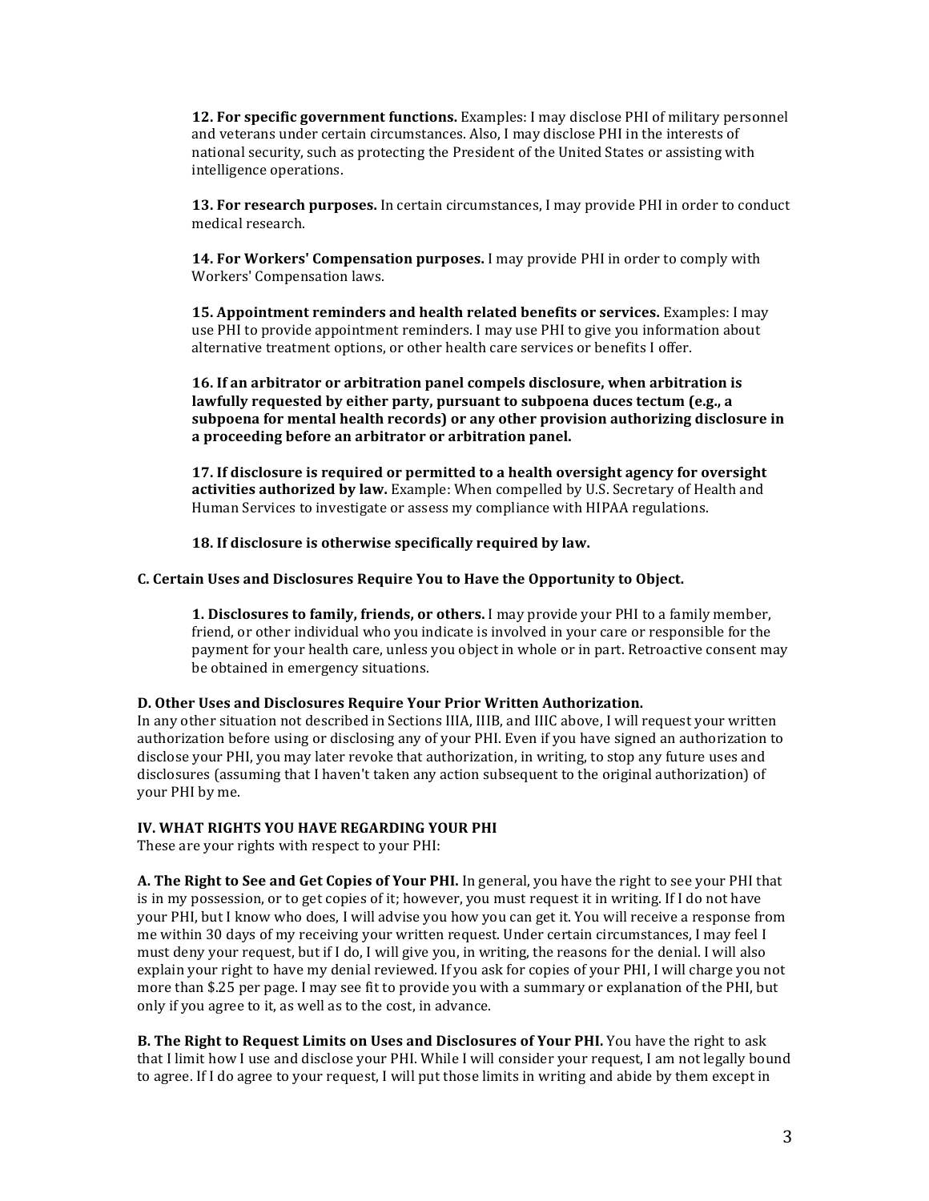**12. For specific government functions.** Examples: I may disclose PHI of military personnel and veterans under certain circumstances. Also, I may disclose PHI in the interests of national security, such as protecting the President of the United States or assisting with intelligence operations.

**13. For research purposes.** In certain circumstances, I may provide PHI in order to conduct medical research.

**14. For Workers' Compensation purposes.** I may provide PHI in order to comply with Workers' Compensation laws.

**15. Appointment reminders and health related benefits or services.** Examples: I may use PHI to provide appointment reminders. I may use PHI to give you information about alternative treatment options, or other health care services or benefits I offer.

**16. If an arbitrator or arbitration panel compels disclosure, when arbitration is lawfully requested by either party, pursuant to subpoena duces tectum (e.g., a subpoena for mental health records) or any other provision authorizing disclosure in a proceeding before an arbitrator or arbitration panel.**

**17. If disclosure is required or permitted to a health oversight agency for oversight activities authorized by law.** Example: When compelled by U.S. Secretary of Health and Human Services to investigate or assess my compliance with HIPAA regulations.

**18. If disclosure is otherwise specifically required by law.**

### C. Certain Uses and Disclosures Require You to Have the Opportunity to Object.

**1. Disclosures to family, friends, or others.** I may provide your PHI to a family member, friend, or other individual who you indicate is involved in your care or responsible for the payment for your health care, unless you object in whole or in part. Retroactive consent may be obtained in emergency situations.

### D. Other Uses and Disclosures Require Your Prior Written Authorization.

In any other situation not described in Sections IIIA, IIIB, and IIIC above, I will request your written authorization before using or disclosing any of your PHI. Even if you have signed an authorization to disclose your PHI, you may later revoke that authorization, in writing, to stop any future uses and disclosures (assuming that I haven't taken any action subsequent to the original authorization) of your PHI by me.

## IV. WHAT RIGHTS YOU HAVE REGARDING YOUR PHI

These are your rights with respect to your PHI:

**A. The Right to See and Get Copies of Your PHI.** In general, you have the right to see your PHI that is in my possession, or to get copies of it; however, you must request it in writing. If I do not have your PHI, but I know who does, I will advise you how you can get it. You will receive a response from me within 30 days of my receiving your written request. Under certain circumstances, I may feel I must deny your request, but if I do, I will give you, in writing, the reasons for the denial. I will also explain your right to have my denial reviewed. If you ask for copies of your PHI, I will charge you not more than $.25 per page. I may see fit to provide you with a summary or explanation of the PHI, but only if you agree to it, as well as to the cost, in advance.

**B. The Right to Request Limits on Uses and Disclosures of Your PHI.** You have the right to ask that I limit how I use and disclose your PHI. While I will consider your request, I am not legally bound to agree. If I do agree to your request, I will put those limits in writing and abide by them except in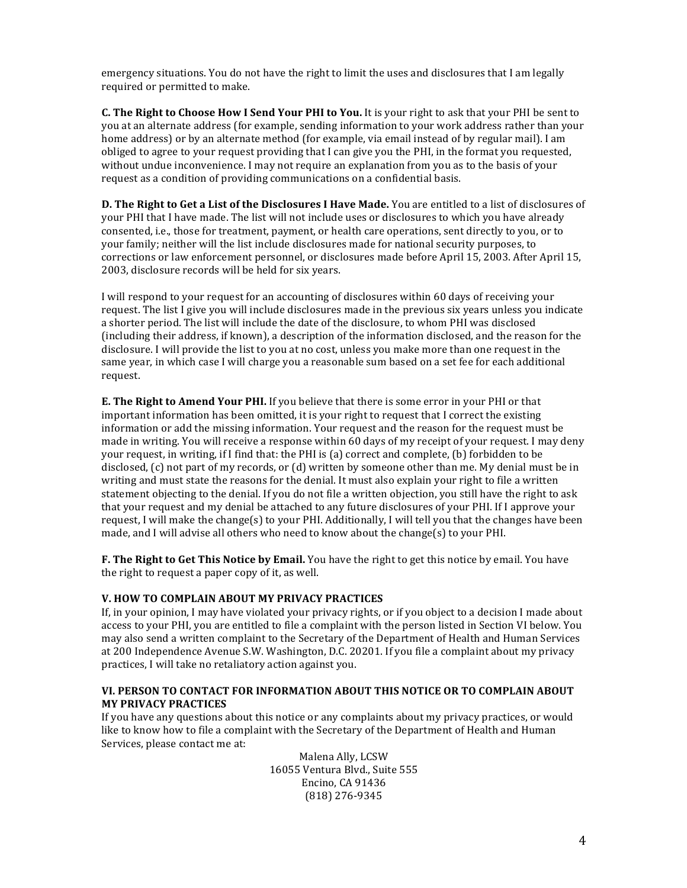emergency situations. You do not have the right to limit the uses and disclosures that I am legally required or permitted to make.

**C. The Right to Choose How I Send Your PHI to You.** It is your right to ask that your PHI be sent to you at an alternate address (for example, sending information to your work address rather than your home address) or by an alternate method (for example, via email instead of by regular mail). I am obliged to agree to your request providing that I can give you the PHI, in the format you requested, without undue inconvenience. I may not require an explanation from you as to the basis of your request as a condition of providing communications on a confidential basis.

**D. The Right to Get a List of the Disclosures I Have Made.** You are entitled to a list of disclosures of your PHI that I have made. The list will not include uses or disclosures to which you have already consented, i.e., those for treatment, payment, or health care operations, sent directly to you, or to your family; neither will the list include disclosures made for national security purposes, to corrections or law enforcement personnel, or disclosures made before April 15, 2003. After April 15, 2003, disclosure records will be held for six years.

I will respond to your request for an accounting of disclosures within 60 days of receiving your request. The list I give you will include disclosures made in the previous six years unless you indicate a shorter period. The list will include the date of the disclosure, to whom PHI was disclosed (including their address, if known), a description of the information disclosed, and the reason for the disclosure. I will provide the list to you at no cost, unless you make more than one request in the same year, in which case I will charge you a reasonable sum based on a set fee for each additional request.

**E. The Right to Amend Your PHI.** If you believe that there is some error in your PHI or that important information has been omitted, it is your right to request that I correct the existing information or add the missing information. Your request and the reason for the request must be made in writing. You will receive a response within 60 days of my receipt of your request. I may deny your request, in writing, if I find that: the PHI is (a) correct and complete, (b) forbidden to be disclosed, (c) not part of my records, or (d) written by someone other than me. My denial must be in writing and must state the reasons for the denial. It must also explain your right to file a written statement objecting to the denial. If you do not file a written objection, you still have the right to ask that your request and my denial be attached to any future disclosures of your PHI. If I approve your request, I will make the change(s) to your PHI. Additionally, I will tell you that the changes have been made, and I will advise all others who need to know about the change(s) to your PHI.

**F. The Right to Get This Notice by Email.** You have the right to get this notice by email. You have the right to request a paper copy of it, as well.

## V. HOW TO COMPLAIN ABOUT MY PRIVACY PRACTICES

If, in your opinion, I may have violated your privacy rights, or if you object to a decision I made about access to your PHI, you are entitled to file a complaint with the person listed in Section VI below. You may also send a written complaint to the Secretary of the Department of Health and Human Services at 200 Independence Avenue S.W. Washington, D.C. 20201. If you file a complaint about my privacy practices, I will take no retaliatory action against you.

## VI. PERSON TO CONTACT FOR INFORMATION ABOUT THIS NOTICE OR TO COMPLAIN ABOUT MY PRIVACY PRACTICES

If you have any questions about this notice or any complaints about my privacy practices, or would like to know how to file a complaint with the Secretary of the Department of Health and Human Services, please contact me at:

Malena Ally, LCSW
16055 Ventura Blvd., Suite 555
Encino, CA 91436
(818) 276-9345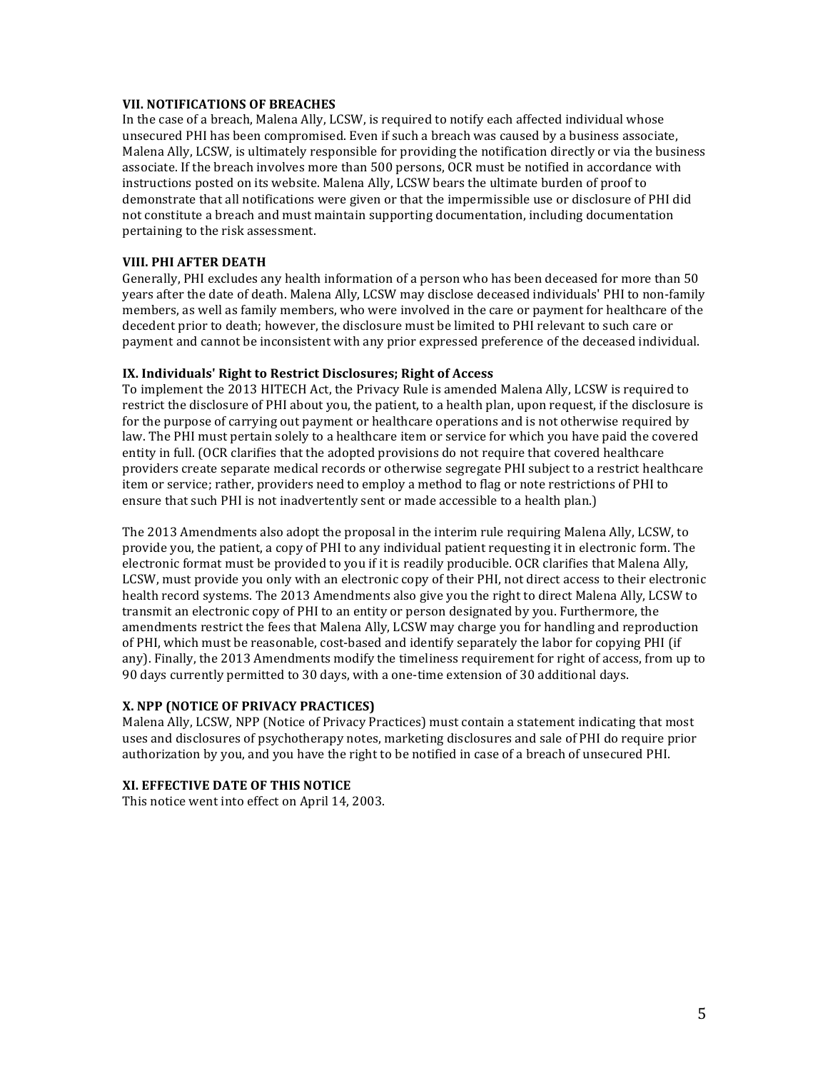**VII. NOTIFICATIONS OF BREACHES**

In the case of a breach, Malena Ally, LCSW, is required to notify each affected individual whose unsecured PHI has been compromised. Even if such a breach was caused by a business associate, Malena Ally, LCSW, is ultimately responsible for providing the notification directly or via the business associate. If the breach involves more than 500 persons, OCR must be notified in accordance with instructions posted on its website. Malena Ally, LCSW bears the ultimate burden of proof to demonstrate that all notifications were given or that the impermissible use or disclosure of PHI did not constitute a breach and must maintain supporting documentation, including documentation pertaining to the risk assessment.

**VIII. PHI AFTER DEATH**

Generally, PHI excludes any health information of a person who has been deceased for more than 50 years after the date of death. Malena Ally, LCSW may disclose deceased individuals' PHI to non-family members, as well as family members, who were involved in the care or payment for healthcare of the decedent prior to death; however, the disclosure must be limited to PHI relevant to such care or payment and cannot be inconsistent with any prior expressed preference of the deceased individual.

**IX. Individuals' Right to Restrict Disclosures; Right of Access**

To implement the 2013 HITECH Act, the Privacy Rule is amended Malena Ally, LCSW is required to restrict the disclosure of PHI about you, the patient, to a health plan, upon request, if the disclosure is for the purpose of carrying out payment or healthcare operations and is not otherwise required by law. The PHI must pertain solely to a healthcare item or service for which you have paid the covered entity in full. (OCR clarifies that the adopted provisions do not require that covered healthcare providers create separate medical records or otherwise segregate PHI subject to a restrict healthcare item or service; rather, providers need to employ a method to flag or note restrictions of PHI to ensure that such PHI is not inadvertently sent or made accessible to a health plan.)

The 2013 Amendments also adopt the proposal in the interim rule requiring Malena Ally, LCSW, to provide you, the patient, a copy of PHI to any individual patient requesting it in electronic form. The electronic format must be provided to you if it is readily producible. OCR clarifies that Malena Ally, LCSW, must provide you only with an electronic copy of their PHI, not direct access to their electronic health record systems. The 2013 Amendments also give you the right to direct Malena Ally, LCSW to transmit an electronic copy of PHI to an entity or person designated by you. Furthermore, the amendments restrict the fees that Malena Ally, LCSW may charge you for handling and reproduction of PHI, which must be reasonable, cost-based and identify separately the labor for copying PHI (if any). Finally, the 2013 Amendments modify the timeliness requirement for right of access, from up to 90 days currently permitted to 30 days, with a one-time extension of 30 additional days.

**X. NPP (NOTICE OF PRIVACY PRACTICES)**

Malena Ally, LCSW, NPP (Notice of Privacy Practices) must contain a statement indicating that most uses and disclosures of psychotherapy notes, marketing disclosures and sale of PHI do require prior authorization by you, and you have the right to be notified in case of a breach of unsecured PHI.

**XI. EFFECTIVE DATE OF THIS NOTICE**

This notice went into effect on April 14, 2003.